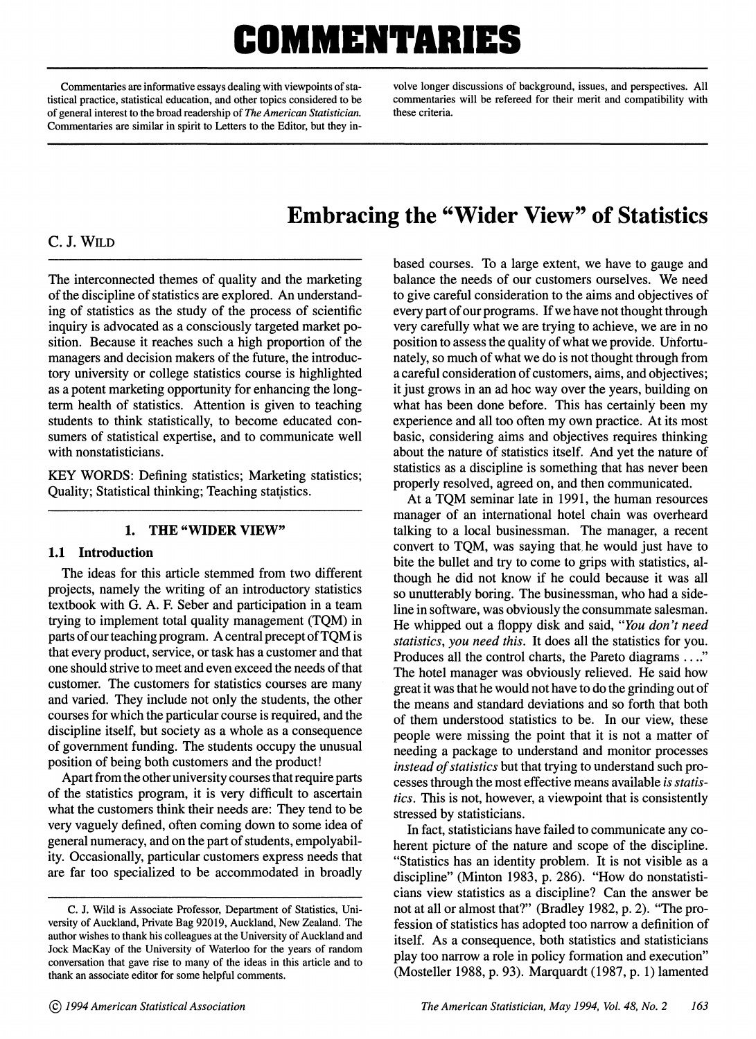# COMMENTARIES

Commentaries are informative essays dealing with viewpoints of statistical practice, statistical education, and other topics considered to be of general interest to the broad readership of *The American Statistician*. Commentaries are similar in spirit to Letters to the Editor, but they involve longer discussions of background, issues, and perspectives. All commentaries will be refereed for their merit and compatibility with these criteria.

# Embracing the "Wider View" of Statistics

C. J. WILD

The interconnected themes of quality and the marketing of the discipline of statistics are explored. An understanding of statistics as the study of the process of scientific inquiry is advocated as a consciously targeted market position. Because it reaches such a high proportion of the managers and decision makers of the future, the introductory university or college statistics course is highlighted as a potent marketing opportunity for enhancing the long-term health of statistics. Attention is given to teaching students to think statistically, to become educated consumers of statistical expertise, and to communicate well with nonstatisticians.

KEY WORDS: Defining statistics; Marketing statistics; Quality; Statistical thinking; Teaching statistics.

## 1. THE "WIDER VIEW"

### 1.1 Introduction

The ideas for this article stemmed from two different projects, namely the writing of an introductory statistics textbook with G. A. F. Seber and participation in a team trying to implement total quality management (TQM) in parts of our teaching program. A central precept of TQM is that every product, service, or task has a customer and that one should strive to meet and even exceed the needs of that customer. The customers for statistics courses are many and varied. They include not only the students, the other courses for which the particular course is required, and the discipline itself, but society as a whole as a consequence of government funding. The students occupy the unusual position of being both customers and the product!

Apart from the other university courses that require parts of the statistics program, it is very difficult to ascertain what the customers think their needs are: They tend to be very vaguely defined, often coming down to some idea of general numeracy, and on the part of students, empolyability. Occasionally, particular customers express needs that are far too specialized to be accommodated in broadly based courses. To a large extent, we have to gauge and balance the needs of our customers ourselves. We need to give careful consideration to the aims and objectives of every part of our programs. If we have not thought through very carefully what we are trying to achieve, we are in no position to assess the quality of what we provide. Unfortunately, so much of what we do is not thought through from a careful consideration of customers, aims, and objectives; it just grows in an ad hoc way over the years, building on what has been done before. This has certainly been my experience and all too often my own practice. At its most basic, considering aims and objectives requires thinking about the nature of statistics itself. And yet the nature of statistics as a discipline is something that has never been properly resolved, agreed on, and then communicated.

At a TQM seminar late in 1991, the human resources manager of an international hotel chain was overheard talking to a local businessman. The manager, a recent convert to TQM, was saying that he would just have to bite the bullet and try to come to grips with statistics, although he did not know if he could because it was all so unutterably boring. The businessman, who had a sideline in software, was obviously the consummate salesman. He whipped out a floppy disk and said, "*You don't need statistics, you need this.* It does all the statistics for you. Produces all the control charts, the Pareto diagrams ...." The hotel manager was obviously relieved. He said how great it was that he would not have to do the grinding out of the means and standard deviations and so forth that both of them understood statistics to be. In our view, these people were missing the point that it is not a matter of needing a package to understand and monitor processes *instead of statistics* but that trying to understand such processes through the most effective means available *is statistics*. This is not, however, a viewpoint that is consistently stressed by statisticians.

In fact, statisticians have failed to communicate any coherent picture of the nature and scope of the discipline. "Statistics has an identity problem. It is not visible as a discipline" (Minton 1983, p. 286). "How do nonstatisticians view statistics as a discipline? Can the answer be not at all or almost that?" (Bradley 1982, p. 2). "The profession of statistics has adopted too narrow a definition of itself. As a consequence, both statistics and statisticians play too narrow a role in policy formation and execution" (Mosteller 1988, p. 93). Marquardt (1987, p. 1) lamented

C. J. Wild is Associate Professor, Department of Statistics, University of Auckland, Private Bag 92019, Auckland, New Zealand. The author wishes to thank his colleagues at the University of Auckland and Jock MacKay of the University of Waterloo for the years of random conversation that gave rise to many of the ideas in this article and to thank an associate editor for some helpful comments.

© 1994 American Statistical Association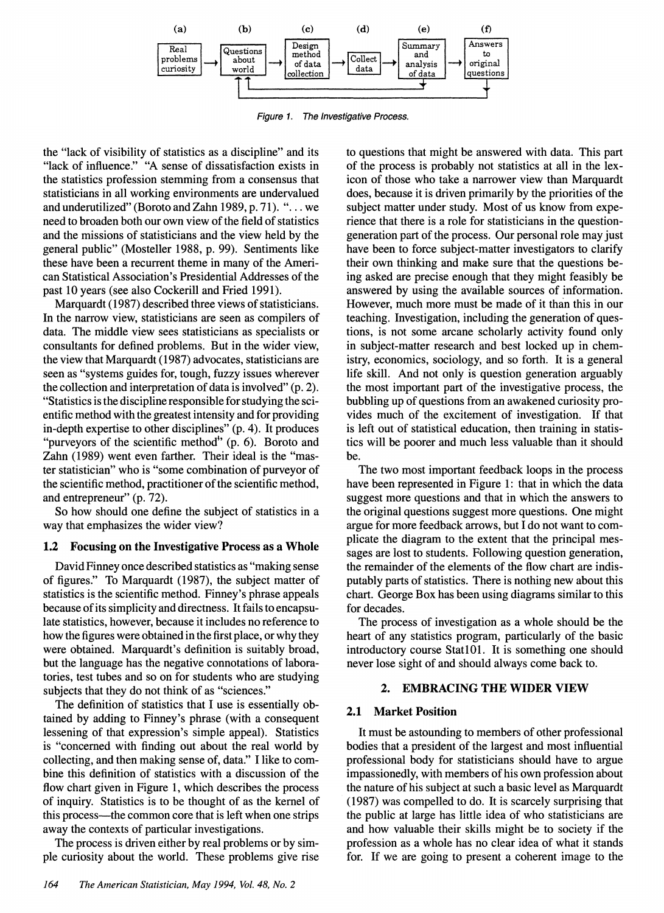(a) (b) (c) (d) (e) (f)

Real problems curiosity → Questions about world → Design method of data collection → Collect data → Summary and analysis of data → Answers to original questions

Figure 1. The Investigative Process.

the "lack of visibility of statistics as a discipline" and its "lack of influence." "A sense of dissatisfaction exists in the statistics profession stemming from a consensus that statisticians in all working environments are undervalued and underutilized" (Boroto and Zahn 1989, p. 71). "... we need to broaden both our own view of the field of statistics and the missions of statisticians and the view held by the general public" (Mosteller 1988, p. 99). Sentiments like these have been a recurrent theme in many of the American Statistical Association's Presidential Addresses of the past 10 years (see also Cockerill and Fried 1991).

Marquardt (1987) described three views of statisticians. In the narrow view, statisticians are seen as compilers of data. The middle view sees statisticians as specialists or consultants for defined problems. But in the wider view, the view that Marquardt (1987) advocates, statisticians are seen as "systems guides for, tough, fuzzy issues wherever the collection and interpretation of data is involved" (p. 2). "Statistics is the discipline responsible for studying the scientific method with the greatest intensity and for providing in-depth expertise to other disciplines" (p. 4). It produces "purveyors of the scientific method" (p. 6). Boroto and Zahn (1989) went even farther. Their ideal is the "master statistician" who is "some combination of purveyor of the scientific method, practitioner of the scientific method, and entrepreneur" (p. 72).

So how should one define the subject of statistics in a way that emphasizes the wider view?

### 1.2 Focusing on the Investigative Process as a Whole

David Finney once described statistics as "making sense of figures." To Marquardt (1987), the subject matter of statistics is the scientific method. Finney's phrase appeals because of its simplicity and directness. It fails to encapsulate statistics, however, because it includes no reference to how the figures were obtained in the first place, or why they were obtained. Marquardt's definition is suitably broad, but the language has the negative connotations of laboratories, test tubes and so on for students who are studying subjects that they do not think of as "sciences."

The definition of statistics that I use is essentially obtained by adding to Finney's phrase (with a consequent lessening of that expression's simple appeal). Statistics is "concerned with finding out about the real world by collecting, and then making sense of, data." I like to combine this definition of statistics with a discussion of the flow chart given in Figure 1, which describes the process of inquiry. Statistics is to be thought of as the kernel of this process—the common core that is left when one strips away the contexts of particular investigations.

The process is driven either by real problems or by simple curiosity about the world. These problems give rise to questions that might be answered with data. This part of the process is probably not statistics at all in the lexicon of those who take a narrower view than Marquardt does, because it is driven primarily by the priorities of the subject matter under study. Most of us know from experience that there is a role for statisticians in the question-generation part of the process. Our personal role may just have been to force subject-matter investigators to clarify their own thinking and make sure that the questions being asked are precise enough that they might feasibly be answered by using the available sources of information. However, much more must be made of it than this in our teaching. Investigation, including the generation of questions, is not some arcane scholarly activity found only in subject-matter research and best locked up in chemistry, economics, sociology, and so forth. It is a general life skill. And not only is question generation arguably the most important part of the investigative process, the bubbling up of questions from an awakened curiosity provides much of the excitement of investigation. If that is left out of statistical education, then training in statistics will be poorer and much less valuable than it should be.

The two most important feedback loops in the process have been represented in Figure 1: that in which the data suggest more questions and that in which the answers to the original questions suggest more questions. One might argue for more feedback arrows, but I do not want to complicate the diagram to the extent that the principal messages are lost to students. Following question generation, the remainder of the elements of the flow chart are indisputably parts of statistics. There is nothing new about this chart. George Box has been using diagrams similar to this for decades.

The process of investigation as a whole should be the heart of any statistics program, particularly of the basic introductory course Stat101. It is something one should never lose sight of and should always come back to.

## 2. EMBRACING THE WIDER VIEW

### 2.1 Market Position

It must be astounding to members of other professional bodies that a president of the largest and most influential professional body for statisticians should have to argue impassionedly, with members of his own profession about the nature of his subject at such a basic level as Marquardt (1987) was compelled to do. It is scarcely surprising that the public at large has little idea of who statisticians are and how valuable their skills might be to society if the profession as a whole has no clear idea of what it stands for. If we are going to present a coherent image to the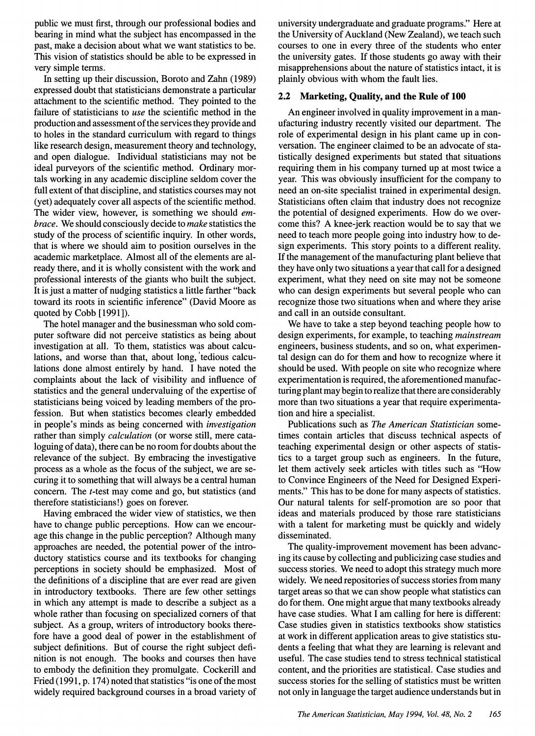public we must first, through our professional bodies and bearing in mind what the subject has encompassed in the past, make a decision about what we want statistics to be. This vision of statistics should be able to be expressed in very simple terms.

In setting up their discussion, Boroto and Zahn (1989) expressed doubt that statisticians demonstrate a particular attachment to the scientific method. They pointed to the failure of statisticians to *use* the scientific method in the production and assessment of the services they provide and to holes in the standard curriculum with regard to things like research design, measurement theory and technology, and open dialogue. Individual statisticians may not be ideal purveyors of the scientific method. Ordinary mortals working in any academic discipline seldom cover the full extent of that discipline, and statistics courses may not (yet) adequately cover all aspects of the scientific method. The wider view, however, is something we should *embrace*. We should consciously decide to *make* statistics the study of the process of scientific inquiry. In other words, that is where we should aim to position ourselves in the academic marketplace. Almost all of the elements are already there, and it is wholly consistent with the work and professional interests of the giants who built the subject. It is just a matter of nudging statistics a little farther "back toward its roots in scientific inference" (David Moore as quoted by Cobb [1991]).

The hotel manager and the businessman who sold computer software did not perceive statistics as being about investigation at all. To them, statistics was about calculations, and worse than that, about long, tedious calculations done almost entirely by hand. I have noted the complaints about the lack of visibility and influence of statistics and the general undervaluing of the expertise of statisticians being voiced by leading members of the profession. But when statistics becomes clearly embedded in people's minds as being concerned with *investigation* rather than simply *calculation* (or worse still, mere cataloguing of data), there can be no room for doubts about the relevance of the subject. By embracing the investigative process as a whole as the focus of the subject, we are securing it to something that will always be a central human concern. The $t$-test may come and go, but statistics (and therefore statisticians!) goes on forever.

Having embraced the wider view of statistics, we then have to change public perceptions. How can we encourage this change in the public perception? Although many approaches are needed, the potential power of the introductory statistics course and its textbooks for changing perceptions in society should be emphasized. Most of the definitions of a discipline that are ever read are given in introductory textbooks. There are few other settings in which any attempt is made to describe a subject as a whole rather than focusing on specialized corners of that subject. As a group, writers of introductory books therefore have a good deal of power in the establishment of subject definitions. But of course the right subject definition is not enough. The books and courses then have to embody the definition they promulgate. Cockerill and Fried (1991, p. 174) noted that statistics "is one of the most widely required background courses in a broad variety of university undergraduate and graduate programs." Here at the University of Auckland (New Zealand), we teach such courses to one in every three of the students who enter the university gates. If those students go away with their misapprehensions about the nature of statistics intact, it is plainly obvious with whom the fault lies.

## 2.2 Marketing, Quality, and the Rule of 100

An engineer involved in quality improvement in a manufacturing industry recently visited our department. The role of experimental design in his plant came up in conversation. The engineer claimed to be an advocate of statistically designed experiments but stated that situations requiring them in his company turned up at most twice a year. This was obviously insufficient for the company to need an on-site specialist trained in experimental design. Statisticians often claim that industry does not recognize the potential of designed experiments. How do we overcome this? A knee-jerk reaction would be to say that we need to teach more people going into industry how to design experiments. This story points to a different reality. If the management of the manufacturing plant believe that they have only two situations a year that call for a designed experiment, what they need on site may not be someone who can design experiments but several people who can recognize those two situations when and where they arise and call in an outside consultant.

We have to take a step beyond teaching people how to design experiments, for example, to teaching *mainstream* engineers, business students, and so on, what experimental design can do for them and how to recognize where it should be used. With people on site who recognize where experimentation is required, the aforementioned manufacturing plant may begin to realize that there are considerably more than two situations a year that require experimentation and hire a specialist.

Publications such as *The American Statistician* sometimes contain articles that discuss technical aspects of teaching experimental design or other aspects of statistics to a target group such as engineers. In the future, let them actively seek articles with titles such as "How to Convince Engineers of the Need for Designed Experiments." This has to be done for many aspects of statistics. Our natural talents for self-promotion are so poor that ideas and materials produced by those rare statisticians with a talent for marketing must be quickly and widely disseminated.

The quality-improvement movement has been advancing its cause by collecting and publicizing case studies and success stories. We need to adopt this strategy much more widely. We need repositories of success stories from many target areas so that we can show people what statistics can do for them. One might argue that many textbooks already have case studies. What I am calling for here is different: Case studies given in statistics textbooks show statistics at work in different application areas to give statistics students a feeling that what they are learning is relevant and useful. The case studies tend to stress technical statistical content, and the priorities are statistical. Case studies and success stories for the selling of statistics must be written not only in language the target audience understands but in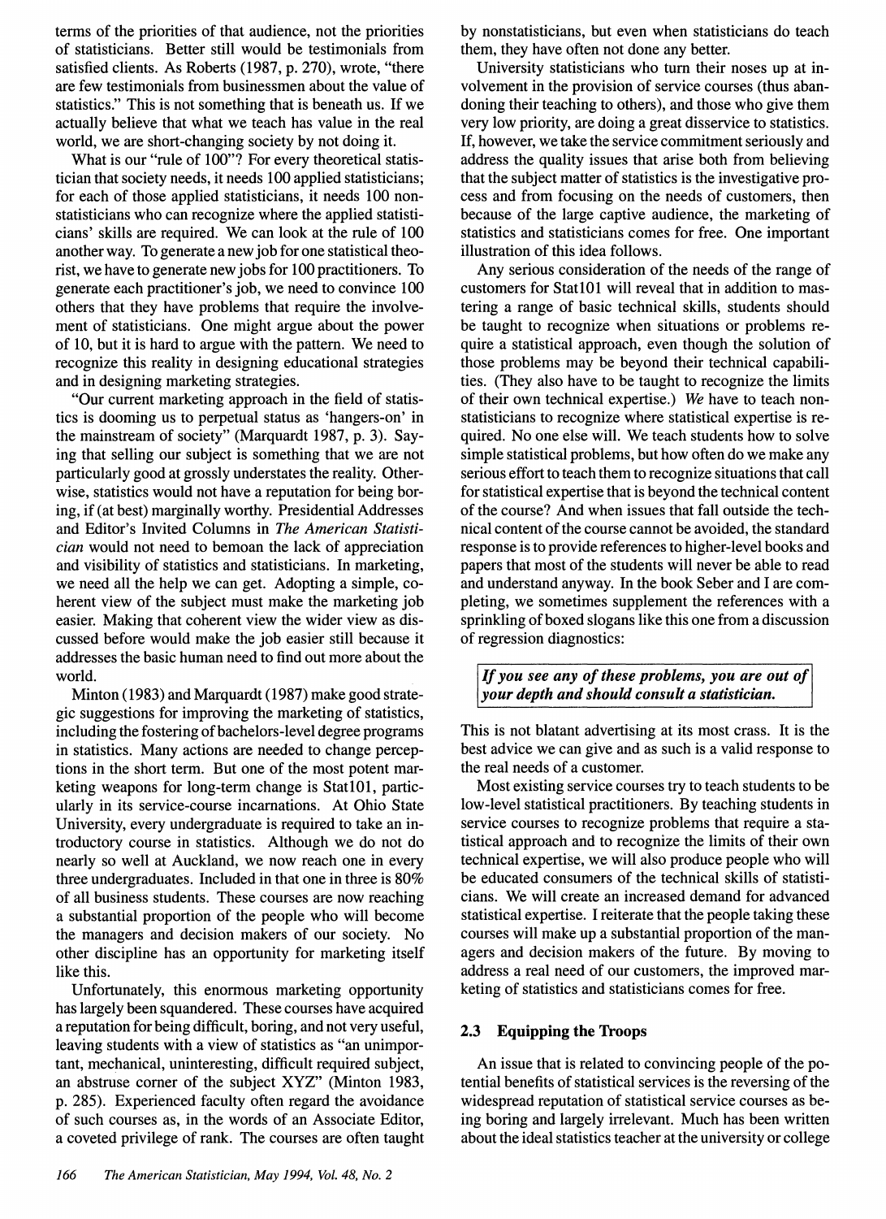terms of the priorities of that audience, not the priorities of statisticians. Better still would be testimonials from satisfied clients. As Roberts (1987, p. 270), wrote, "there are few testimonials from businessmen about the value of statistics." This is not something that is beneath us. If we actually believe that what we teach has value in the real world, we are short-changing society by not doing it.

What is our "rule of 100"? For every theoretical statistician that society needs, it needs 100 applied statisticians; for each of those applied statisticians, it needs 100 nonstatisticians who can recognize where the applied statisticians' skills are required. We can look at the rule of 100 another way. To generate a new job for one statistical theorist, we have to generate new jobs for 100 practitioners. To generate each practitioner's job, we need to convince 100 others that they have problems that require the involvement of statisticians. One might argue about the power of 10, but it is hard to argue with the pattern. We need to recognize this reality in designing educational strategies and in designing marketing strategies.

"Our current marketing approach in the field of statistics is dooming us to perpetual status as 'hangers-on' in the mainstream of society" (Marquardt 1987, p. 3). Saying that selling our subject is something that we are not particularly good at grossly understates the reality. Otherwise, statistics would not have a reputation for being boring, if (at best) marginally worthy. Presidential Addresses and Editor's Invited Columns in *The American Statistician* would not need to bemoan the lack of appreciation and visibility of statistics and statisticians. In marketing, we need all the help we can get. Adopting a simple, coherent view of the subject must make the marketing job easier. Making that coherent view the wider view as discussed before would make the job easier still because it addresses the basic human need to find out more about the world.

Minton (1983) and Marquardt (1987) make good strategic suggestions for improving the marketing of statistics, including the fostering of bachelors-level degree programs in statistics. Many actions are needed to change perceptions in the short term. But one of the most potent marketing weapons for long-term change is Stat101, particularly in its service-course incarnations. At Ohio State University, every undergraduate is required to take an introductory course in statistics. Although we do not do nearly so well at Auckland, we now reach one in every three undergraduates. Included in that one in three is 80% of all business students. These courses are now reaching a substantial proportion of the people who will become the managers and decision makers of our society. No other discipline has an opportunity for marketing itself like this.

Unfortunately, this enormous marketing opportunity has largely been squandered. These courses have acquired a reputation for being difficult, boring, and not very useful, leaving students with a view of statistics as "an unimportant, mechanical, uninteresting, difficult required subject, an abstruse corner of the subject XYZ" (Minton 1983, p. 285). Experienced faculty often regard the avoidance of such courses as, in the words of an Associate Editor, a coveted privilege of rank. The courses are often taught by nonstatisticians, but even when statisticians do teach them, they have often not done any better.

University statisticians who turn their noses up at involvement in the provision of service courses (thus abandoning their teaching to others), and those who give them very low priority, are doing a great disservice to statistics. If, however, we take the service commitment seriously and address the quality issues that arise both from believing that the subject matter of statistics is the investigative process and from focusing on the needs of customers, then because of the large captive audience, the marketing of statistics and statisticians comes for free. One important illustration of this idea follows.

Any serious consideration of the needs of the range of customers for Stat101 will reveal that in addition to mastering a range of basic technical skills, students should be taught to recognize when situations or problems require a statistical approach, even though the solution of those problems may be beyond their technical capabilities. (They also have to be taught to recognize the limits of their own technical expertise.) *We* have to teach nonstatisticians to recognize where statistical expertise is required. No one else will. We teach students how to solve simple statistical problems, but how often do we make any serious effort to teach them to recognize situations that call for statistical expertise that is beyond the technical content of the course? And when issues that fall outside the technical content of the course cannot be avoided, the standard response is to provide references to higher-level books and papers that most of the students will never be able to read and understand anyway. In the book Seber and I are completing, we sometimes supplement the references with a sprinkling of boxed slogans like this one from a discussion of regression diagnostics:

> ***If you see any of these problems, you are out of your depth and should consult a statistician.***

This is not blatant advertising at its most crass. It is the best advice we can give and as such is a valid response to the real needs of a customer.

Most existing service courses try to teach students to be low-level statistical practitioners. By teaching students in service courses to recognize problems that require a statistical approach and to recognize the limits of their own technical expertise, we will also produce people who will be educated consumers of the technical skills of statisticians. We will create an increased demand for advanced statistical expertise. I reiterate that the people taking these courses will make up a substantial proportion of the managers and decision makers of the future. By moving to address a real need of our customers, the improved marketing of statistics and statisticians comes for free.

### 2.3 Equipping the Troops

An issue that is related to convincing people of the potential benefits of statistical services is the reversing of the widespread reputation of statistical service courses as being boring and largely irrelevant. Much has been written about the ideal statistics teacher at the university or college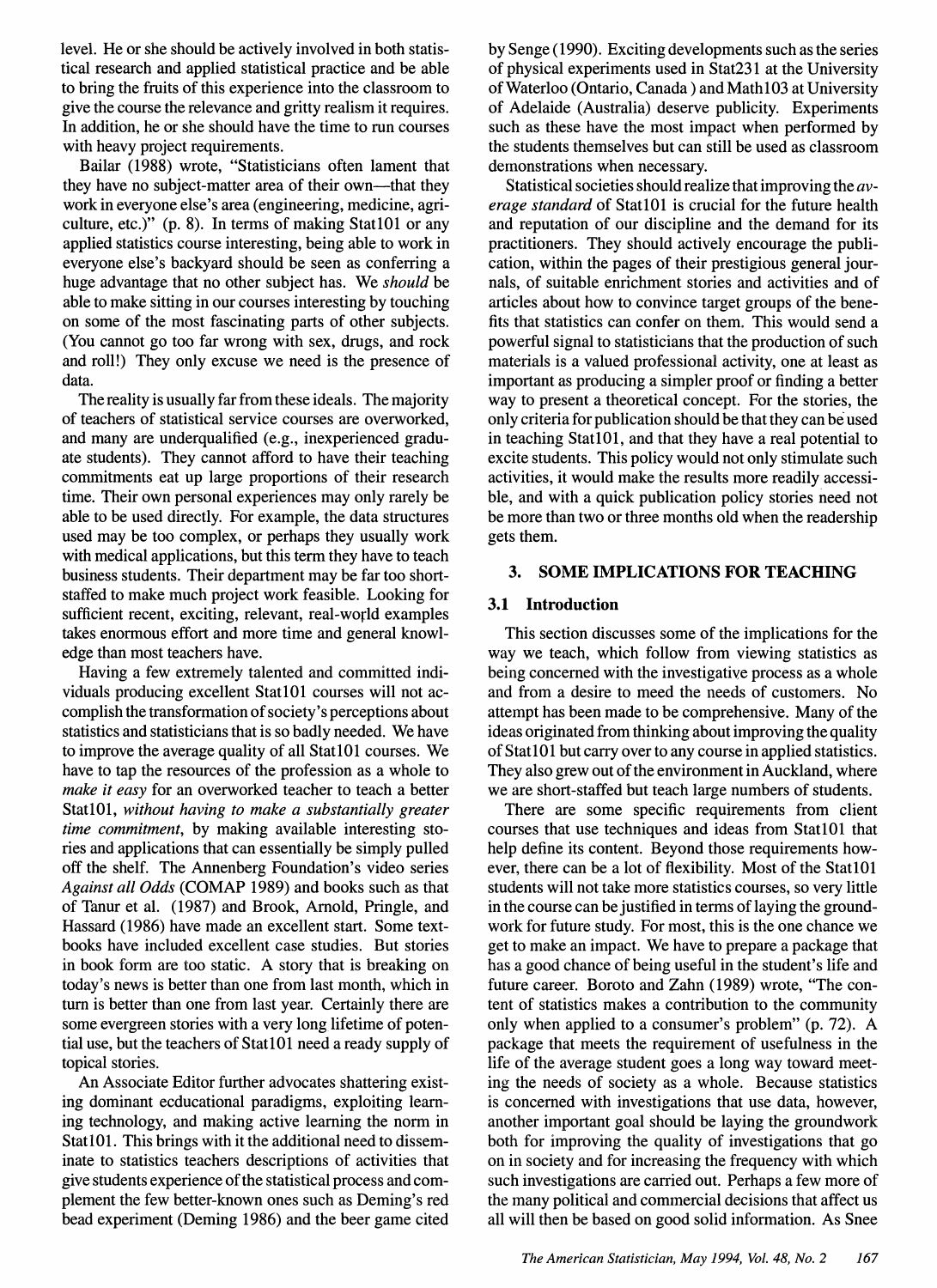level. He or she should be actively involved in both statistical research and applied statistical practice and be able to bring the fruits of this experience into the classroom to give the course the relevance and gritty realism it requires. In addition, he or she should have the time to run courses with heavy project requirements.

Bailar (1988) wrote, "Statisticians often lament that they have no subject-matter area of their own—that they work in everyone else's area (engineering, medicine, agriculture, etc.)" (p. 8). In terms of making Stat101 or any applied statistics course interesting, being able to work in everyone else's backyard should be seen as conferring a huge advantage that no other subject has. We *should* be able to make sitting in our courses interesting by touching on some of the most fascinating parts of other subjects. (You cannot go too far wrong with sex, drugs, and rock and roll!) They only excuse we need is the presence of data.

The reality is usually far from these ideals. The majority of teachers of statistical service courses are overworked, and many are underqualified (e.g., inexperienced graduate students). They cannot afford to have their teaching commitments eat up large proportions of their research time. Their own personal experiences may only rarely be able to be used directly. For example, the data structures used may be too complex, or perhaps they usually work with medical applications, but this term they have to teach business students. Their department may be far too short-staffed to make much project work feasible. Looking for sufficient recent, exciting, relevant, real-world examples takes enormous effort and more time and general knowledge than most teachers have.

Having a few extremely talented and committed individuals producing excellent Stat101 courses will not accomplish the transformation of society's perceptions about statistics and statisticians that is so badly needed. We have to improve the average quality of all Stat101 courses. We have to tap the resources of the profession as a whole to *make it easy* for an overworked teacher to teach a better Stat101, *without having to make a substantially greater time commitment*, by making available interesting stories and applications that can essentially be simply pulled off the shelf. The Annenberg Foundation's video series *Against all Odds* (COMAP 1989) and books such as that of Tanur et al. (1987) and Brook, Arnold, Pringle, and Hassard (1986) have made an excellent start. Some textbooks have included excellent case studies. But stories in book form are too static. A story that is breaking on today's news is better than one from last month, which in turn is better than one from last year. Certainly there are some evergreen stories with a very long lifetime of potential use, but the teachers of Stat101 need a ready supply of topical stories.

An Associate Editor further advocates shattering existing dominant eccducational paradigms, exploiting learning technology, and making active learning the norm in Stat101. This brings with it the additional need to disseminate to statistics teachers descriptions of activities that give students experience of the statistical process and complement the few better-known ones such as Deming's red bead experiment (Deming 1986) and the beer game cited by Senge (1990). Exciting developments such as the series of physical experiments used in Stat231 at the University of Waterloo (Ontario, Canada ) and Math103 at University of Adelaide (Australia) deserve publicity. Experiments such as these have the most impact when performed by the students themselves but can still be used as classroom demonstrations when necessary.

Statistical societies should realize that improving the *average standard* of Stat101 is crucial for the future health and reputation of our discipline and the demand for its practitioners. They should actively encourage the publication, within the pages of their prestigious general journals, of suitable enrichment stories and activities and of articles about how to convince target groups of the benefits that statistics can confer on them. This would send a powerful signal to statisticians that the production of such materials is a valued professional activity, one at least as important as producing a simpler proof or finding a better way to present a theoretical concept. For the stories, the only criteria for publication should be that they can be used in teaching Stat101, and that they have a real potential to excite students. This policy would not only stimulate such activities, it would make the results more readily accessible, and with a quick publication policy stories need not be more than two or three months old when the readership gets them.

## 3. SOME IMPLICATIONS FOR TEACHING

### 3.1 Introduction

This section discusses some of the implications for the way we teach, which follow from viewing statistics as being concerned with the investigative process as a whole and from a desire to meed the needs of customers. No attempt has been made to be comprehensive. Many of the ideas originated from thinking about improving the quality of Stat101 but carry over to any course in applied statistics. They also grew out of the environment in Auckland, where we are short-staffed but teach large numbers of students.

There are some specific requirements from client courses that use techniques and ideas from Stat101 that help define its content. Beyond those requirements however, there can be a lot of flexibility. Most of the Stat101 students will not take more statistics courses, so very little in the course can be justified in terms of laying the groundwork for future study. For most, this is the one chance we get to make an impact. We have to prepare a package that has a good chance of being useful in the student's life and future career. Boroto and Zahn (1989) wrote, "The content of statistics makes a contribution to the community only when applied to a consumer's problem" (p. 72). A package that meets the requirement of usefulness in the life of the average student goes a long way toward meeting the needs of society as a whole. Because statistics is concerned with investigations that use data, however, another important goal should be laying the groundwork both for improving the quality of investigations that go on in society and for increasing the frequency with which such investigations are carried out. Perhaps a few more of the many political and commercial decisions that affect us all will then be based on good solid information. As Snee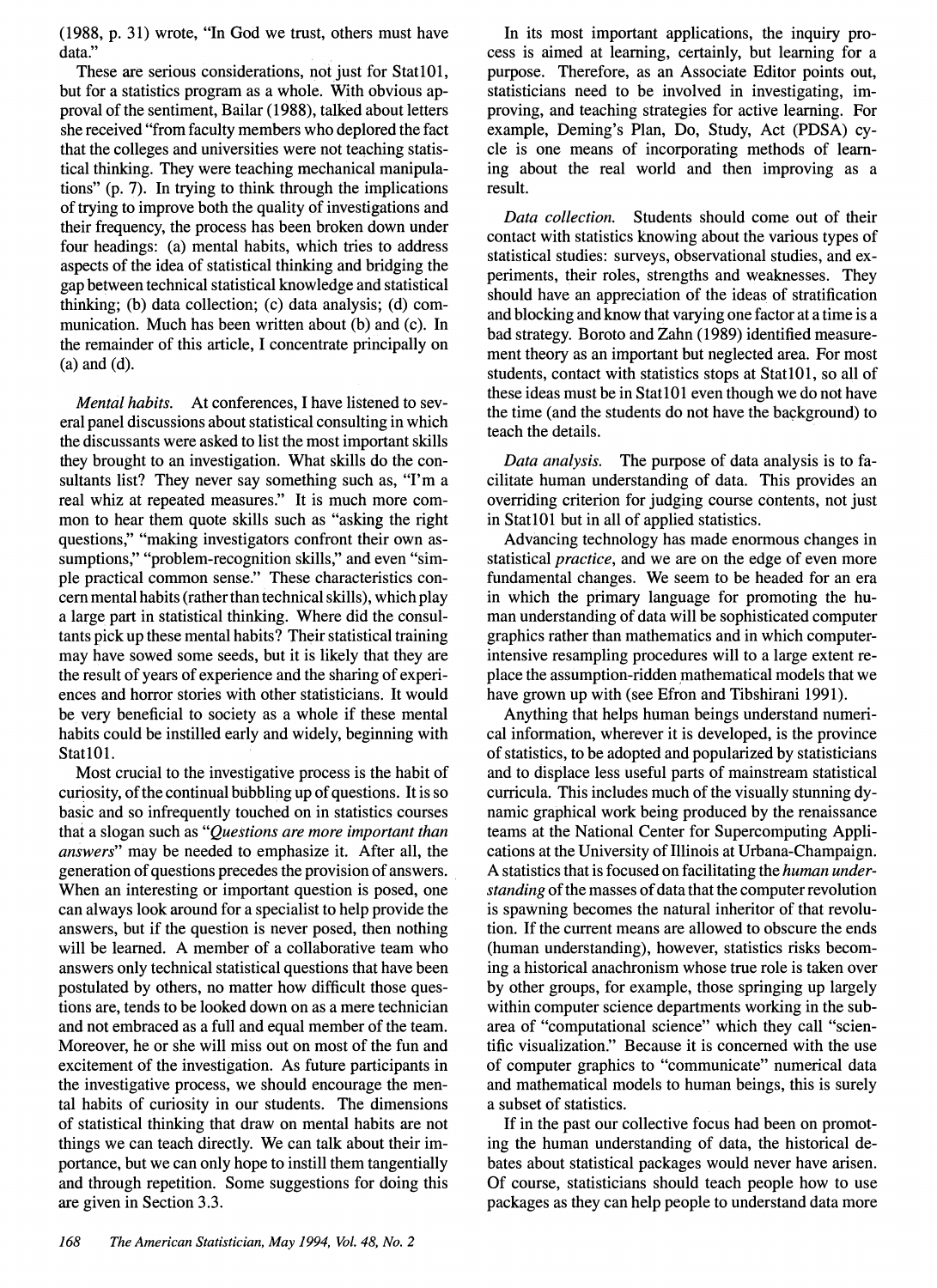(1988, p. 31) wrote, "In God we trust, others must have data."

These are serious considerations, not just for Stat101, but for a statistics program as a whole. With obvious approval of the sentiment, Bailar (1988), talked about letters she received "from faculty members who deplored the fact that the colleges and universities were not teaching statistical thinking. They were teaching mechanical manipulations" (p. 7). In trying to think through the implications of trying to improve both the quality of investigations and their frequency, the process has been broken down under four headings: (a) mental habits, which tries to address aspects of the idea of statistical thinking and bridging the gap between technical statistical knowledge and statistical thinking; (b) data collection; (c) data analysis; (d) communication. Much has been written about (b) and (c). In the remainder of this article, I concentrate principally on (a) and (d).

*Mental habits.* At conferences, I have listened to several panel discussions about statistical consulting in which the discussants were asked to list the most important skills they brought to an investigation. What skills do the consultants list? They never say something such as, "I'm a real whiz at repeated measures." It is much more common to hear them quote skills such as "asking the right questions," "making investigators confront their own assumptions," "problem-recognition skills," and even "simple practical common sense." These characteristics concern mental habits (rather than technical skills), which play a large part in statistical thinking. Where did the consultants pick up these mental habits? Their statistical training may have sowed some seeds, but it is likely that they are the result of years of experience and the sharing of experiences and horror stories with other statisticians. It would be very beneficial to society as a whole if these mental habits could be instilled early and widely, beginning with Stat101.

Most crucial to the investigative process is the habit of curiosity, of the continual bubbling up of questions. It is so basic and so infrequently touched on in statistics courses that a slogan such as "*Questions are more important than answers*" may be needed to emphasize it. After all, the generation of questions precedes the provision of answers. When an interesting or important question is posed, one can always look around for a specialist to help provide the answers, but if the question is never posed, then nothing will be learned. A member of a collaborative team who answers only technical statistical questions that have been postulated by others, no matter how difficult those questions are, tends to be looked down on as a mere technician and not embraced as a full and equal member of the team. Moreover, he or she will miss out on most of the fun and excitement of the investigation. As future participants in the investigative process, we should encourage the mental habits of curiosity in our students. The dimensions of statistical thinking that draw on mental habits are not things we can teach directly. We can talk about their importance, but we can only hope to instill them tangentially and through repetition. Some suggestions for doing this are given in Section 3.3.

In its most important applications, the inquiry process is aimed at learning, certainly, but learning for a purpose. Therefore, as an Associate Editor points out, statisticians need to be involved in investigating, improving, and teaching strategies for active learning. For example, Deming's Plan, Do, Study, Act (PDSA) cycle is one means of incorporating methods of learning about the real world and then improving as a result.

*Data collection.* Students should come out of their contact with statistics knowing about the various types of statistical studies: surveys, observational studies, and experiments, their roles, strengths and weaknesses. They should have an appreciation of the ideas of stratification and blocking and know that varying one factor at a time is a bad strategy. Boroto and Zahn (1989) identified measurement theory as an important but neglected area. For most students, contact with statistics stops at Stat101, so all of these ideas must be in Stat101 even though we do not have the time (and the students do not have the background) to teach the details.

*Data analysis.* The purpose of data analysis is to facilitate human understanding of data. This provides an overriding criterion for judging course contents, not just in Stat101 but in all of applied statistics.

Advancing technology has made enormous changes in statistical *practice*, and we are on the edge of even more fundamental changes. We seem to be headed for an era in which the primary language for promoting the human understanding of data will be sophisticated computer graphics rather than mathematics and in which computer-intensive resampling procedures will to a large extent replace the assumption-ridden mathematical models that we have grown up with (see Efron and Tibshirani 1991).

Anything that helps human beings understand numerical information, wherever it is developed, is the province of statistics, to be adopted and popularized by statisticians and to displace less useful parts of mainstream statistical curricula. This includes much of the visually stunning dynamic graphical work being produced by the renaissance teams at the National Center for Supercomputing Applications at the University of Illinois at Urbana-Champaign. A statistics that is focused on facilitating the *human understanding* of the masses of data that the computer revolution is spawning becomes the natural inheritor of that revolution. If the current means are allowed to obscure the ends (human understanding), however, statistics risks becoming a historical anachronism whose true role is taken over by other groups, for example, those springing up largely within computer science departments working in the subarea of "computational science" which they call "scientific visualization." Because it is concerned with the use of computer graphics to "communicate" numerical data and mathematical models to human beings, this is surely a subset of statistics.

If in the past our collective focus had been on promoting the human understanding of data, the historical debates about statistical packages would never have arisen. Of course, statisticians should teach people how to use packages as they can help people to understand data more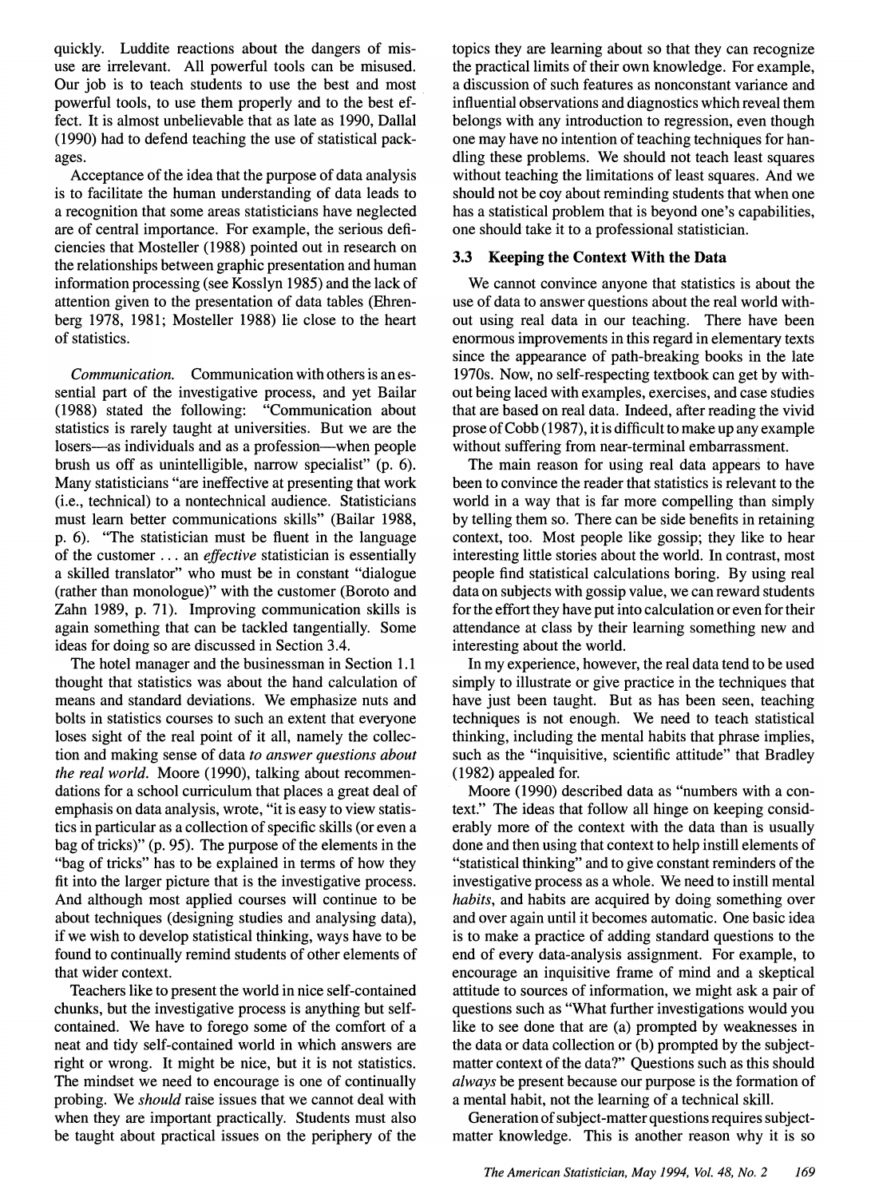quickly. Luddite reactions about the dangers of misuse are irrelevant. All powerful tools can be misused. Our job is to teach students to use the best and most powerful tools, to use them properly and to the best effect. It is almost unbelievable that as late as 1990, Dallal (1990) had to defend teaching the use of statistical packages.

Acceptance of the idea that the purpose of data analysis is to facilitate the human understanding of data leads to a recognition that some areas statisticians have neglected are of central importance. For example, the serious deficiencies that Mosteller (1988) pointed out in research on the relationships between graphic presentation and human information processing (see Kosslyn 1985) and the lack of attention given to the presentation of data tables (Ehrenberg 1978, 1981; Mosteller 1988) lie close to the heart of statistics.

*Communication.* Communication with others is an essential part of the investigative process, and yet Bailar (1988) stated the following: "Communication about statistics is rarely taught at universities. But we are the losers—as individuals and as a profession—when people brush us off as unintelligible, narrow specialist" (p. 6). Many statisticians "are ineffective at presenting that work (i.e., technical) to a nontechnical audience. Statisticians must learn better communications skills" (Bailar 1988, p. 6). "The statistician must be fluent in the language of the customer ... an *effective* statistician is essentially a skilled translator" who must be in constant "dialogue (rather than monologue)" with the customer (Boroto and Zahn 1989, p. 71). Improving communication skills is again something that can be tackled tangentially. Some ideas for doing so are discussed in Section 3.4.

The hotel manager and the businessman in Section 1.1 thought that statistics was about the hand calculation of means and standard deviations. We emphasize nuts and bolts in statistics courses to such an extent that everyone loses sight of the real point of it all, namely the collection and making sense of data *to answer questions about the real world*. Moore (1990), talking about recommendations for a school curriculum that places a great deal of emphasis on data analysis, wrote, "it is easy to view statistics in particular as a collection of specific skills (or even a bag of tricks)" (p. 95). The purpose of the elements in the "bag of tricks" has to be explained in terms of how they fit into the larger picture that is the investigative process. And although most applied courses will continue to be about techniques (designing studies and analysing data), if we wish to develop statistical thinking, ways have to be found to continually remind students of other elements of that wider context.

Teachers like to present the world in nice self-contained chunks, but the investigative process is anything but self-contained. We have to forego some of the comfort of a neat and tidy self-contained world in which answers are right or wrong. It might be nice, but it is not statistics. The mindset we need to encourage is one of continually probing. We *should* raise issues that we cannot deal with when they are important practically. Students must also be taught about practical issues on the periphery of the topics they are learning about so that they can recognize the practical limits of their own knowledge. For example, a discussion of such features as nonconstant variance and influential observations and diagnostics which reveal them belongs with any introduction to regression, even though one may have no intention of teaching techniques for handling these problems. We should not teach least squares without teaching the limitations of least squares. And we should not be coy about reminding students that when one has a statistical problem that is beyond one's capabilities, one should take it to a professional statistician.

### 3.3 Keeping the Context With the Data

We cannot convince anyone that statistics is about the use of data to answer questions about the real world without using real data in our teaching. There have been enormous improvements in this regard in elementary texts since the appearance of path-breaking books in the late 1970s. Now, no self-respecting textbook can get by without being laced with examples, exercises, and case studies that are based on real data. Indeed, after reading the vivid prose of Cobb (1987), it is difficult to make up any example without suffering from near-terminal embarrassment.

The main reason for using real data appears to have been to convince the reader that statistics is relevant to the world in a way that is far more compelling than simply by telling them so. There can be side benefits in retaining context, too. Most people like gossip; they like to hear interesting little stories about the world. In contrast, most people find statistical calculations boring. By using real data on subjects with gossip value, we can reward students for the effort they have put into calculation or even for their attendance at class by their learning something new and interesting about the world.

In my experience, however, the real data tend to be used simply to illustrate or give practice in the techniques that have just been taught. But as has been seen, teaching techniques is not enough. We need to teach statistical thinking, including the mental habits that phrase implies, such as the "inquisitive, scientific attitude" that Bradley (1982) appealed for.

Moore (1990) described data as "numbers with a context." The ideas that follow all hinge on keeping considerably more of the context with the data than is usually done and then using that context to help instill elements of "statistical thinking" and to give constant reminders of the investigative process as a whole. We need to instill mental *habits*, and habits are acquired by doing something over and over again until it becomes automatic. One basic idea is to make a practice of adding standard questions to the end of every data-analysis assignment. For example, to encourage an inquisitive frame of mind and a skeptical attitude to sources of information, we might ask a pair of questions such as "What further investigations would you like to see done that are (a) prompted by weaknesses in the data or data collection or (b) prompted by the subject-matter context of the data?" Questions such as this should *always* be present because our purpose is the formation of a mental habit, not the learning of a technical skill.

Generation of subject-matter questions requires subject-matter knowledge. This is another reason why it is so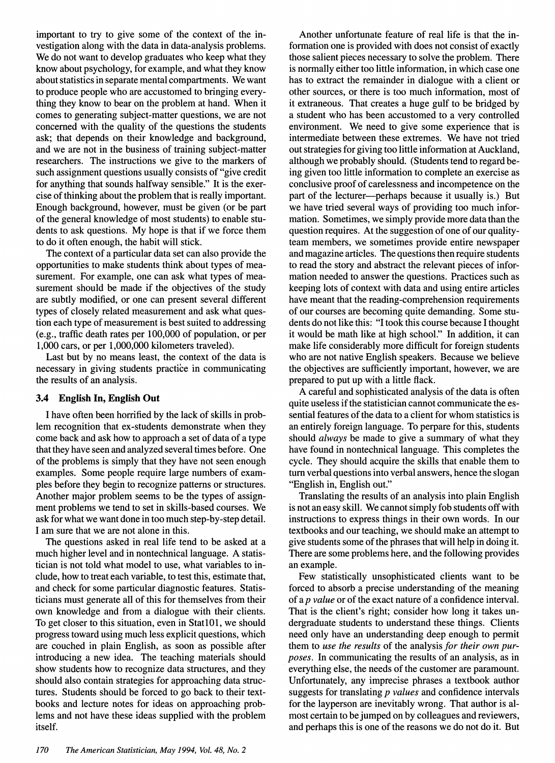important to try to give some of the context of the investigation along with the data in data-analysis problems. We do not want to develop graduates who keep what they know about psychology, for example, and what they know about statistics in separate mental compartments. We want to produce people who are accustomed to bringing everything they know to bear on the problem at hand. When it comes to generating subject-matter questions, we are not concerned with the quality of the questions the students ask; that depends on their knowledge and background, and we are not in the business of training subject-matter researchers. The instructions we give to the markers of such assignment questions usually consists of "give credit for anything that sounds halfway sensible." It is the exercise of thinking about the problem that is really important. Enough background, however, must be given (or be part of the general knowledge of most students) to enable students to ask questions. My hope is that if we force them to do it often enough, the habit will stick.

The context of a particular data set can also provide the opportunities to make students think about types of measurement. For example, one can ask what types of measurement should be made if the objectives of the study are subtly modified, or one can present several different types of closely related measurement and ask what question each type of measurement is best suited to addressing (e.g., traffic death rates per 100,000 of population, or per 1,000 cars, or per 1,000,000 kilometers traveled).

Last but by no means least, the context of the data is necessary in giving students practice in communicating the results of an analysis.

### 3.4 English In, English Out

I have often been horrified by the lack of skills in problem recognition that ex-students demonstrate when they come back and ask how to approach a set of data of a type that they have seen and analyzed several times before. One of the problems is simply that they have not seen enough examples. Some people require large numbers of examples before they begin to recognize patterns or structures. Another major problem seems to be the types of assignment problems we tend to set in skills-based courses. We ask for what we want done in too much step-by-step detail. I am sure that we are not alone in this.

The questions asked in real life tend to be asked at a much higher level and in nontechnical language. A statistician is not told what model to use, what variables to include, how to treat each variable, to test this, estimate that, and check for some particular diagnostic features. Statisticians must generate all of this for themselves from their own knowledge and from a dialogue with their clients. To get closer to this situation, even in Stat101, we should progress toward using much less explicit questions, which are couched in plain English, as soon as possible after introducing a new idea. The teaching materials should show students how to recognize data structures, and they should also contain strategies for approaching data structures. Students should be forced to go back to their textbooks and lecture notes for ideas on approaching problems and not have these ideas supplied with the problem itself.

Another unfortunate feature of real life is that the information one is provided with does not consist of exactly those salient pieces necessary to solve the problem. There is normally either too little information, in which case one has to extract the remainder in dialogue with a client or other sources, or there is too much information, most of it extraneous. That creates a huge gulf to be bridged by a student who has been accustomed to a very controlled environment. We need to give some experience that is intermediate between these extremes. We have not tried out strategies for giving too little information at Auckland, although we probably should. (Students tend to regard being given too little information to complete an exercise as conclusive proof of carelessness and incompetence on the part of the lecturer—perhaps because it usually is.) But we have tried several ways of providing too much information. Sometimes, we simply provide more data than the question requires. At the suggestion of one of our quality-team members, we sometimes provide entire newspaper and magazine articles. The questions then require students to read the story and abstract the relevant pieces of information needed to answer the questions. Practices such as keeping lots of context with data and using entire articles have meant that the reading-comprehension requirements of our courses are becoming quite demanding. Some students do not like this: "I took this course because I thought it would be math like at high school." In addition, it can make life considerably more difficult for foreign students who are not native English speakers. Because we believe the objectives are sufficiently important, however, we are prepared to put up with a little flack.

A careful and sophisticated analysis of the data is often quite useless if the statistician cannot communicate the essential features of the data to a client for whom statistics is an entirely foreign language. To perpare for this, students should *always* be made to give a summary of what they have found in nontechnical language. This completes the cycle. They should acquire the skills that enable them to turn verbal questions into verbal answers, hence the slogan "English in, English out."

Translating the results of an analysis into plain English is not an easy skill. We cannot simply fob students off with instructions to express things in their own words. In our textbooks and our teaching, we should make an attempt to give students some of the phrases that will help in doing it. There are some problems here, and the following provides an example.

Few statistically unsophisticated clients want to be forced to absorb a precise understanding of the meaning of a *p value* or of the exact nature of a confidence interval. That is the client's right; consider how long it takes undergraduate students to understand these things. Clients need only have an understanding deep enough to permit them to *use the results* of the analysis *for their own purposes*. In communicating the results of an analysis, as in everything else, the needs of the customer are paramount. Unfortunately, any imprecise phrases a textbook author suggests for translating *p values* and confidence intervals for the layperson are inevitably wrong. That author is almost certain to be jumped on by colleagues and reviewers, and perhaps this is one of the reasons we do not do it. But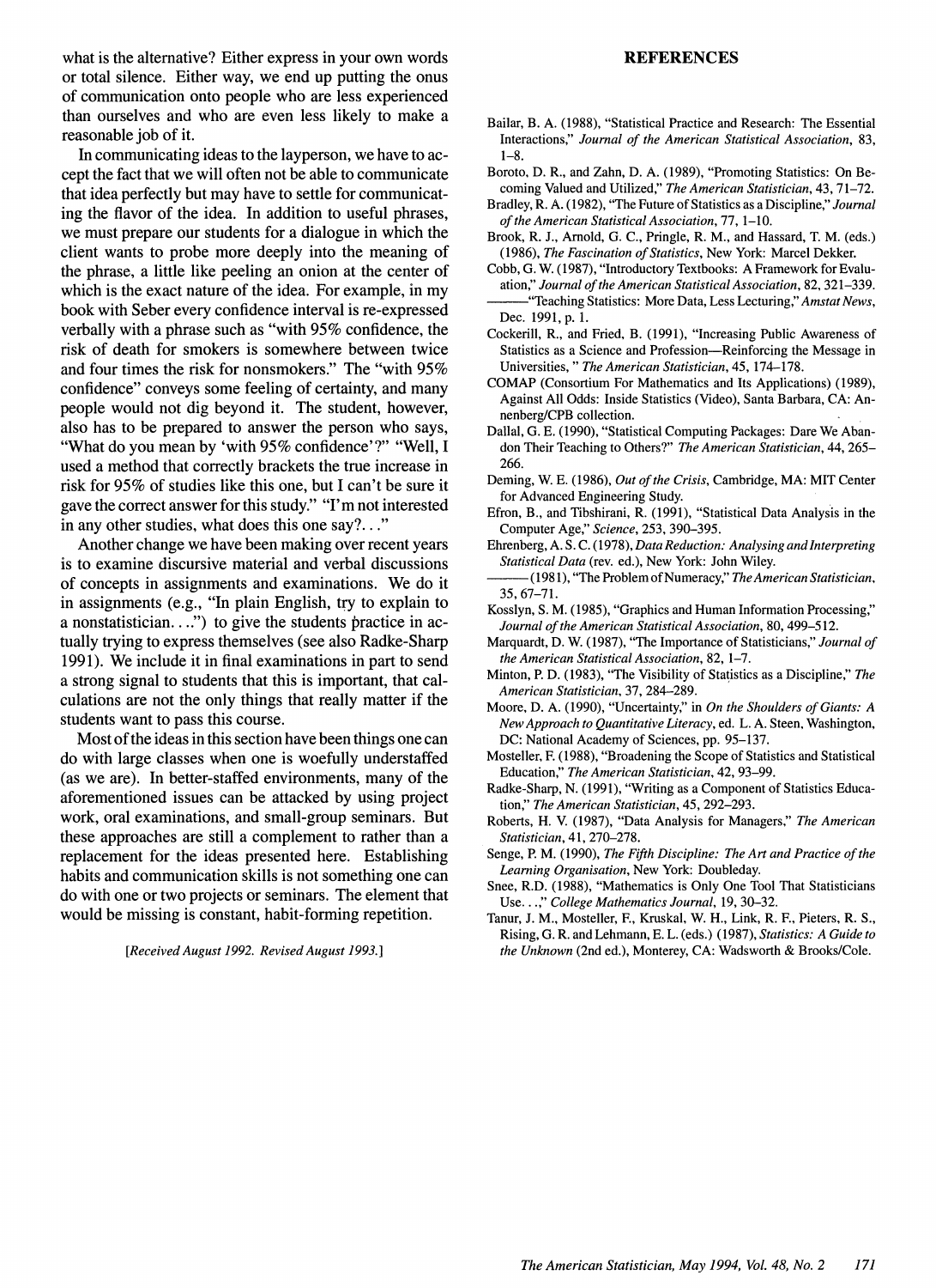what is the alternative? Either express in your own words or total silence. Either way, we end up putting the onus of communication onto people who are less experienced than ourselves and who are even less likely to make a reasonable job of it.

In communicating ideas to the layperson, we have to accept the fact that we will often not be able to communicate that idea perfectly but may have to settle for communicating the flavor of the idea. In addition to useful phrases, we must prepare our students for a dialogue in which the client wants to probe more deeply into the meaning of the phrase, a little like peeling an onion at the center of which is the exact nature of the idea. For example, in my book with Seber every confidence interval is re-expressed verbally with a phrase such as "with 95% confidence, the risk of death for smokers is somewhere between twice and four times the risk for nonsmokers." The "with 95% confidence" conveys some feeling of certainty, and many people would not dig beyond it. The student, however, also has to be prepared to answer the person who says, "What do you mean by 'with 95% confidence'?" "Well, I used a method that correctly brackets the true increase in risk for 95% of studies like this one, but I can't be sure it gave the correct answer for this study." "I'm not interested in any other studies, what does this one say?. . ."

Another change we have been making over recent years is to examine discursive material and verbal discussions of concepts in assignments and examinations. We do it in assignments (e.g., "In plain English, try to explain to a nonstatistician. . .") to give the students practice in actually trying to express themselves (see also Radke-Sharp 1991). We include it in final examinations in part to send a strong signal to students that this is important, that calculations are not the only things that really matter if the students want to pass this course.

Most of the ideas in this section have been things one can do with large classes when one is woefully understaffed (as we are). In better-staffed environments, many of the aforementioned issues can be attacked by using project work, oral examinations, and small-group seminars. But these approaches are still a complement to rather than a replacement for the ideas presented here. Establishing habits and communication skills is not something one can do with one or two projects or seminars. The element that would be missing is constant, habit-forming repetition.

*[Received August 1992. Revised August 1993.]*

## REFERENCES

Bailar, B. A. (1988), "Statistical Practice and Research: The Essential Interactions," *Journal of the American Statistical Association*, 83, 1–8.

Boroto, D. R., and Zahn, D. A. (1989), "Promoting Statistics: On Becoming Valued and Utilized," *The American Statistician*, 43, 71–72.

Bradley, R. A. (1982), "The Future of Statistics as a Discipline," *Journal of the American Statistical Association*, 77, 1–10.

Brook, R. J., Arnold, G. C., Pringle, R. M., and Hassard, T. M. (eds.) (1986), *The Fascination of Statistics*, New York: Marcel Dekker.

Cobb, G. W. (1987), "Introductory Textbooks: A Framework for Evaluation," *Journal of the American Statistical Association*, 82, 321–339.

——— "Teaching Statistics: More Data, Less Lecturing," *Amstat News*, Dec. 1991, p. 1.

Cockerill, R., and Fried, B. (1991), "Increasing Public Awareness of Statistics as a Science and Profession—Reinforcing the Message in Universities, " *The American Statistician*, 45, 174–178.

COMAP (Consortium For Mathematics and Its Applications) (1989), Against All Odds: Inside Statistics (Video), Santa Barbara, CA: Annenberg/CPB collection.

Dallal, G. E. (1990), "Statistical Computing Packages: Dare We Abandon Their Teaching to Others?" *The American Statistician*, 44, 265–266.

Deming, W. E. (1986), *Out of the Crisis*, Cambridge, MA: MIT Center for Advanced Engineering Study.

Efron, B., and Tibshirani, R. (1991), "Statistical Data Analysis in the Computer Age," *Science*, 253, 390–395.

Ehrenberg, A. S. C. (1978), *Data Reduction: Analysing and Interpreting Statistical Data* (rev. ed.), New York: John Wiley.

——— (1981), "The Problem of Numeracy," *The American Statistician*, 35, 67–71.

Kosslyn, S. M. (1985), "Graphics and Human Information Processing," *Journal of the American Statistical Association*, 80, 499–512.

Marquardt, D. W. (1987), "The Importance of Statisticians," *Journal of the American Statistical Association*, 82, 1–7.

Minton, P. D. (1983), "The Visibility of Statistics as a Discipline," *The American Statistician*, 37, 284–289.

Moore, D. A. (1990), "Uncertainty," in *On the Shoulders of Giants: A New Approach to Quantitative Literacy*, ed. L. A. Steen, Washington, DC: National Academy of Sciences, pp. 95–137.

Mosteller, F. (1988), "Broadening the Scope of Statistics and Statistical Education," *The American Statistician*, 42, 93–99.

Radke-Sharp, N. (1991), "Writing as a Component of Statistics Education," *The American Statistician*, 45, 292–293.

Roberts, H. V. (1987), "Data Analysis for Managers," *The American Statistician*, 41, 270–278.

Senge, P. M. (1990), *The Fifth Discipline: The Art and Practice of the Learning Organisation*, New York: Doubleday.

Snee, R.D. (1988), "Mathematics is Only One Tool That Statisticians Use. . .," *College Mathematics Journal*, 19, 30–32.

Tanur, J. M., Mosteller, F., Kruskal, W. H., Link, R. F., Pieters, R. S., Rising, G. R. and Lehmann, E. L. (eds.) (1987), *Statistics: A Guide to the Unknown* (2nd ed.), Monterey, CA: Wadsworth & Brooks/Cole.